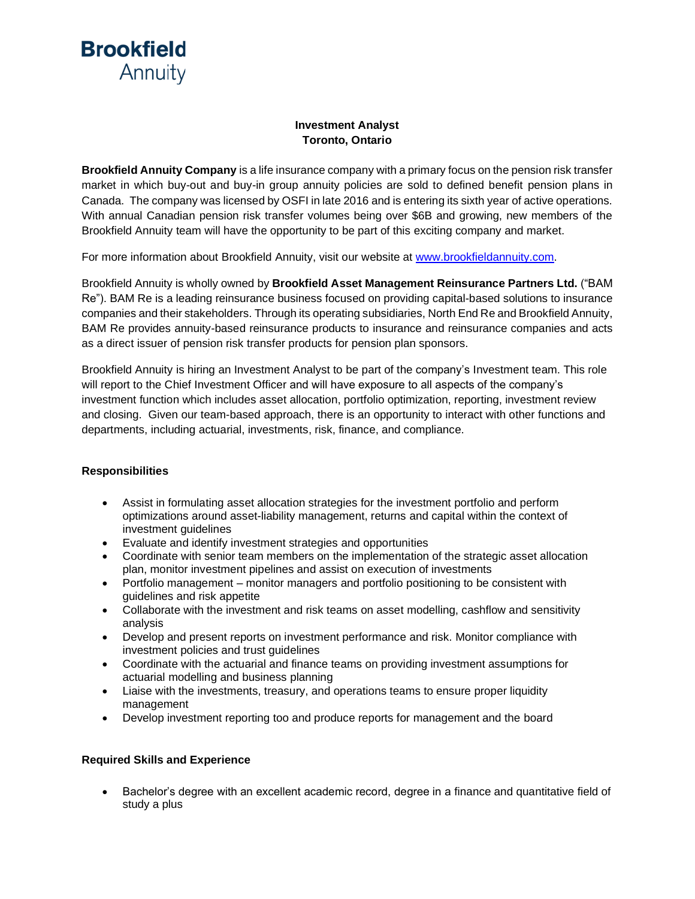**Brookfield**
Annuity

**Investment Analyst**
**Toronto, Ontario**

**Brookfield Annuity Company** is a life insurance company with a primary focus on the pension risk transfer market in which buy-out and buy-in group annuity policies are sold to defined benefit pension plans in Canada. The company was licensed by OSFI in late 2016 and is entering its sixth year of active operations. With annual Canadian pension risk transfer volumes being over $6B and growing, new members of the Brookfield Annuity team will have the opportunity to be part of this exciting company and market.

For more information about Brookfield Annuity, visit our website at [www.brookfieldannuity.com](www.brookfieldannuity.com).

Brookfield Annuity is wholly owned by **Brookfield Asset Management Reinsurance Partners Ltd.** ("BAM Re"). BAM Re is a leading reinsurance business focused on providing capital-based solutions to insurance companies and their stakeholders. Through its operating subsidiaries, North End Re and Brookfield Annuity, BAM Re provides annuity-based reinsurance products to insurance and reinsurance companies and acts as a direct issuer of pension risk transfer products for pension plan sponsors.

Brookfield Annuity is hiring an Investment Analyst to be part of the company's Investment team. This role will report to the Chief Investment Officer and will have exposure to all aspects of the company's investment function which includes asset allocation, portfolio optimization, reporting, investment review and closing. Given our team-based approach, there is an opportunity to interact with other functions and departments, including actuarial, investments, risk, finance, and compliance.

**Responsibilities**

- Assist in formulating asset allocation strategies for the investment portfolio and perform optimizations around asset-liability management, returns and capital within the context of investment guidelines
- Evaluate and identify investment strategies and opportunities
- Coordinate with senior team members on the implementation of the strategic asset allocation plan, monitor investment pipelines and assist on execution of investments
- Portfolio management – monitor managers and portfolio positioning to be consistent with guidelines and risk appetite
- Collaborate with the investment and risk teams on asset modelling, cashflow and sensitivity analysis
- Develop and present reports on investment performance and risk. Monitor compliance with investment policies and trust guidelines
- Coordinate with the actuarial and finance teams on providing investment assumptions for actuarial modelling and business planning
- Liaise with the investments, treasury, and operations teams to ensure proper liquidity management
- Develop investment reporting too and produce reports for management and the board

**Required Skills and Experience**

- Bachelor's degree with an excellent academic record, degree in a finance and quantitative field of study a plus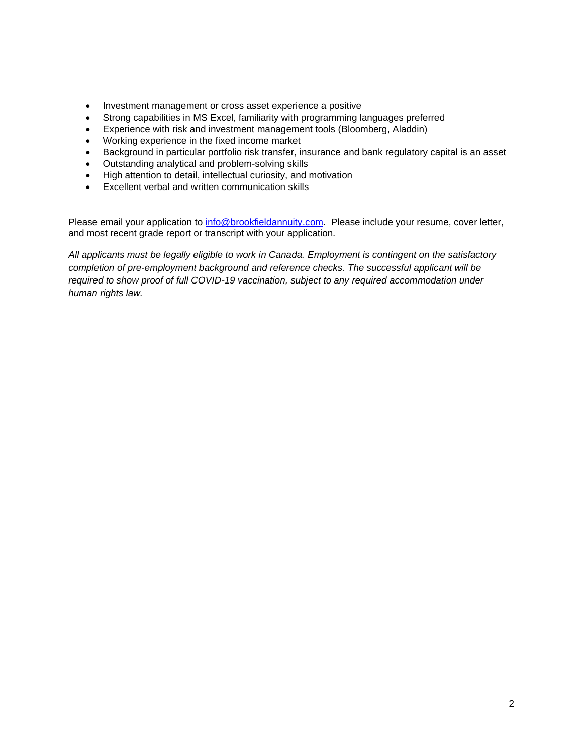- Investment management or cross asset experience a positive
- Strong capabilities in MS Excel, familiarity with programming languages preferred
- Experience with risk and investment management tools (Bloomberg, Aladdin)
- Working experience in the fixed income market
- Background in particular portfolio risk transfer, insurance and bank regulatory capital is an asset
- Outstanding analytical and problem-solving skills
- High attention to detail, intellectual curiosity, and motivation
- Excellent verbal and written communication skills

Please email your application to [info@brookfieldannuity.com](mailto:info@brookfieldannuity.com). Please include your resume, cover letter, and most recent grade report or transcript with your application.

*All applicants must be legally eligible to work in Canada. Employment is contingent on the satisfactory completion of pre-employment background and reference checks. The successful applicant will be required to show proof of full COVID-19 vaccination, subject to any required accommodation under human rights law.*